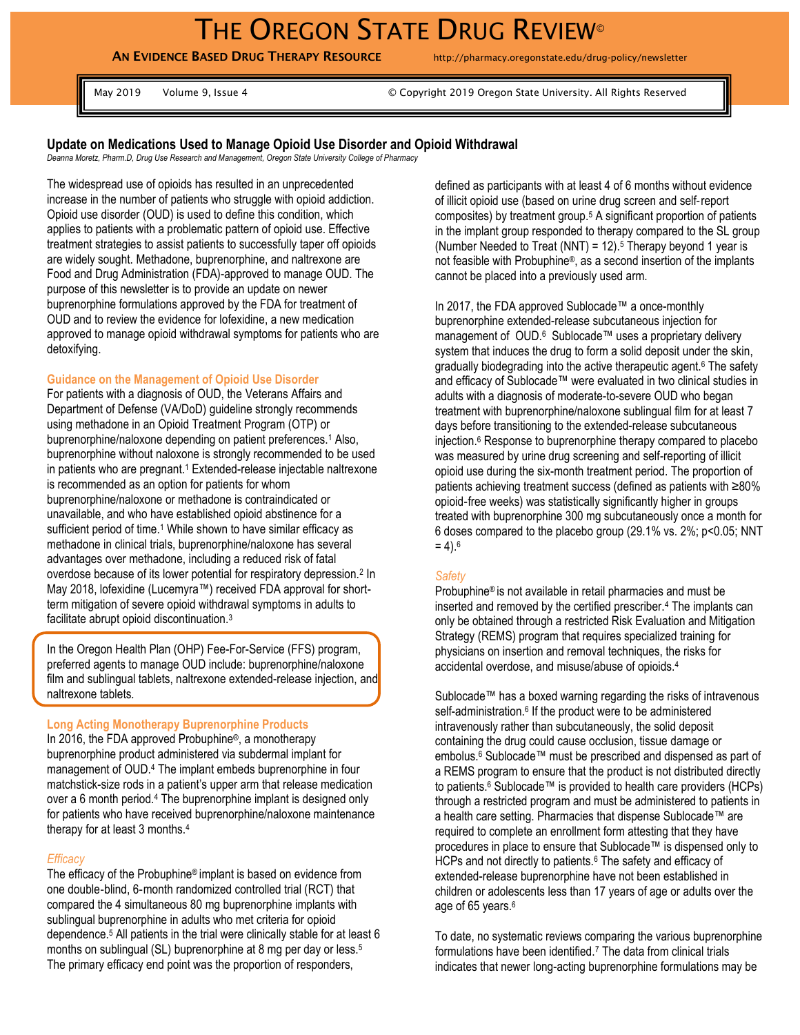# The Oregon State Drug Review©

**An Evidence Based Drug Therapy Resource** http://pharmacy.oregonstate.edu/drug-policy/newsletter

May 2019 Volume 9, Issue 4 © Copyright 2019 Oregon State University. All Rights Reserved

## Update on Medications Used to Manage Opioid Use Disorder and Opioid Withdrawal

*Deanna Moretz, Pharm.D, Drug Use Research and Management, Oregon State University College of Pharmacy*

The widespread use of opioids has resulted in an unprecedented increase in the number of patients who struggle with opioid addiction. Opioid use disorder (OUD) is used to define this condition, which applies to patients with a problematic pattern of opioid use. Effective treatment strategies to assist patients to successfully taper off opioids are widely sought. Methadone, buprenorphine, and naltrexone are Food and Drug Administration (FDA)-approved to manage OUD. The purpose of this newsletter is to provide an update on newer buprenorphine formulations approved by the FDA for treatment of OUD and to review the evidence for lofexidine, a new medication approved to manage opioid withdrawal symptoms for patients who are detoxifying.

### Guidance on the Management of Opioid Use Disorder

For patients with a diagnosis of OUD, the Veterans Affairs and Department of Defense (VA/DoD) guideline strongly recommends using methadone in an Opioid Treatment Program (OTP) or buprenorphine/naloxone depending on patient preferences.[1] Also, buprenorphine without naloxone is strongly recommended to be used in patients who are pregnant.[1] Extended-release injectable naltrexone is recommended as an option for patients for whom buprenorphine/naloxone or methadone is contraindicated or unavailable, and who have established opioid abstinence for a sufficient period of time.[1] While shown to have similar efficacy as methadone in clinical trials, buprenorphine/naloxone has several advantages over methadone, including a reduced risk of fatal overdose because of its lower potential for respiratory depression.[2] In May 2018, lofexidine (Lucemyra™) received FDA approval for short-term mitigation of severe opioid withdrawal symptoms in adults to facilitate abrupt opioid discontinuation.[3]

In the Oregon Health Plan (OHP) Fee-For-Service (FFS) program, preferred agents to manage OUD include: buprenorphine/naloxone film and sublingual tablets, naltrexone extended-release injection, and naltrexone tablets.

### Long Acting Monotherapy Buprenorphine Products

In 2016, the FDA approved Probuphine®, a monotherapy buprenorphine product administered via subdermal implant for management of OUD.[4] The implant embeds buprenorphine in four matchstick-size rods in a patient's upper arm that release medication over a 6 month period.[4] The buprenorphine implant is designed only for patients who have received buprenorphine/naloxone maintenance therapy for at least 3 months.[4]

#### *Efficacy*

The efficacy of the Probuphine® implant is based on evidence from one double-blind, 6-month randomized controlled trial (RCT) that compared the 4 simultaneous 80 mg buprenorphine implants with sublingual buprenorphine in adults who met criteria for opioid dependence.[5] All patients in the trial were clinically stable for at least 6 months on sublingual (SL) buprenorphine at 8 mg per day or less.[5] The primary efficacy end point was the proportion of responders, defined as participants with at least 4 of 6 months without evidence of illicit opioid use (based on urine drug screen and self-report composites) by treatment group.[5] A significant proportion of patients in the implant group responded to therapy compared to the SL group (Number Needed to Treat (NNT) = 12).[5] Therapy beyond 1 year is not feasible with Probuphine®, as a second insertion of the implants cannot be placed into a previously used arm.

In 2017, the FDA approved Sublocade™ a once-monthly buprenorphine extended-release subcutaneous injection for management of OUD.[6] Sublocade™ uses a proprietary delivery system that induces the drug to form a solid deposit under the skin, gradually biodegrading into the active therapeutic agent.[6] The safety and efficacy of Sublocade™ were evaluated in two clinical studies in adults with a diagnosis of moderate-to-severe OUD who began treatment with buprenorphine/naloxone sublingual film for at least 7 days before transitioning to the extended-release subcutaneous injection.[6] Response to buprenorphine therapy compared to placebo was measured by urine drug screening and self-reporting of illicit opioid use during the six-month treatment period. The proportion of patients achieving treatment success (defined as patients with ≥80% opioid-free weeks) was statistically significantly higher in groups treated with buprenorphine 300 mg subcutaneously once a month for 6 doses compared to the placebo group (29.1% vs. 2%; $p<0.05$; NNT = 4).[6]

#### *Safety*

Probuphine® is not available in retail pharmacies and must be inserted and removed by the certified prescriber.[4] The implants can only be obtained through a restricted Risk Evaluation and Mitigation Strategy (REMS) program that requires specialized training for physicians on insertion and removal techniques, the risks for accidental overdose, and misuse/abuse of opioids.[4]

Sublocade™ has a boxed warning regarding the risks of intravenous self-administration.[6] If the product were to be administered intravenously rather than subcutaneously, the solid deposit containing the drug could cause occlusion, tissue damage or embolus.[6] Sublocade™ must be prescribed and dispensed as part of a REMS program to ensure that the product is not distributed directly to patients.[6] Sublocade™ is provided to health care providers (HCPs) through a restricted program and must be administered to patients in a health care setting. Pharmacies that dispense Sublocade™ are required to complete an enrollment form attesting that they have procedures in place to ensure that Sublocade™ is dispensed only to HCPs and not directly to patients.[6] The safety and efficacy of extended-release buprenorphine have not been established in children or adolescents less than 17 years of age or adults over the age of 65 years.[6]

To date, no systematic reviews comparing the various buprenorphine formulations have been identified.[7] The data from clinical trials indicates that newer long-acting buprenorphine formulations may be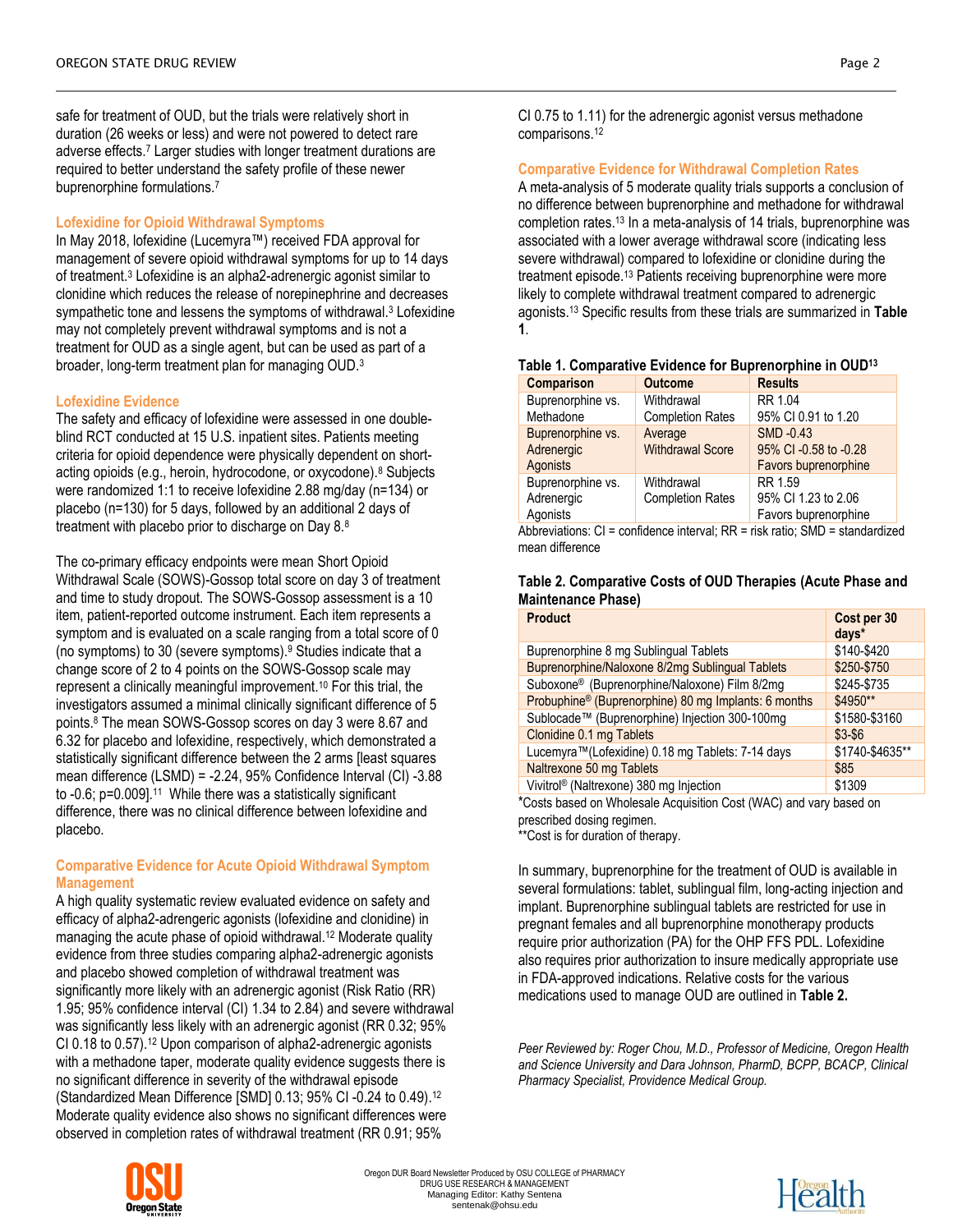safe for treatment of OUD, but the trials were relatively short in duration (26 weeks or less) and were not powered to detect rare adverse effects.[7] Larger studies with longer treatment durations are required to better understand the safety profile of these newer buprenorphine formulations.[7]

### Lofexidine for Opioid Withdrawal Symptoms

In May 2018, lofexidine (Lucemyra™) received FDA approval for management of severe opioid withdrawal symptoms for up to 14 days of treatment.[3] Lofexidine is an alpha2-adrenergic agonist similar to clonidine which reduces the release of norepinephrine and decreases sympathetic tone and lessens the symptoms of withdrawal.[3] Lofexidine may not completely prevent withdrawal symptoms and is not a treatment for OUD as a single agent, but can be used as part of a broader, long-term treatment plan for managing OUD.[3]

### Lofexidine Evidence

The safety and efficacy of lofexidine were assessed in one double-blind RCT conducted at 15 U.S. inpatient sites. Patients meeting criteria for opioid dependence were physically dependent on short-acting opioids (e.g., heroin, hydrocodone, or oxycodone).[8] Subjects were randomized 1:1 to receive lofexidine 2.88 mg/day (n=134) or placebo (n=130) for 5 days, followed by an additional 2 days of treatment with placebo prior to discharge on Day 8.[8]

The co-primary efficacy endpoints were mean Short Opioid Withdrawal Scale (SOWS)-Gossop total score on day 3 of treatment and time to study dropout. The SOWS-Gossop assessment is a 10 item, patient-reported outcome instrument. Each item represents a symptom and is evaluated on a scale ranging from a total score of 0 (no symptoms) to 30 (severe symptoms).[9] Studies indicate that a change score of 2 to 4 points on the SOWS-Gossop scale may represent a clinically meaningful improvement.[10] For this trial, the investigators assumed a minimal clinically significant difference of 5 points.[8] The mean SOWS-Gossop scores on day 3 were 8.67 and 6.32 for placebo and lofexidine, respectively, which demonstrated a statistically significant difference between the 2 arms [least squares mean difference (LSMD) = -2.24, 95% Confidence Interval (CI) -3.88 to -0.6; p=0.009].[11] While there was a statistically significant difference, there was no clinical difference between lofexidine and placebo.

### Comparative Evidence for Acute Opioid Withdrawal Symptom Management

A high quality systematic review evaluated evidence on safety and efficacy of alpha2-adrengeric agonists (lofexidine and clonidine) in managing the acute phase of opioid withdrawal.[12] Moderate quality evidence from three studies comparing alpha2-adrenergic agonists and placebo showed completion of withdrawal treatment was significantly more likely with an adrenergic agonist (Risk Ratio (RR) 1.95; 95% confidence interval (CI) 1.34 to 2.84) and severe withdrawal was significantly less likely with an adrenergic agonist (RR 0.32; 95% CI 0.18 to 0.57).[12] Upon comparison of alpha2-adrenergic agonists with a methadone taper, moderate quality evidence suggests there is no significant difference in severity of the withdrawal episode (Standardized Mean Difference [SMD] 0.13; 95% CI -0.24 to 0.49).[12] Moderate quality evidence also shows no significant differences were observed in completion rates of withdrawal treatment (RR 0.91; 95% CI 0.75 to 1.11) for the adrenergic agonist versus methadone comparisons.[12]

### Comparative Evidence for Withdrawal Completion Rates

A meta-analysis of 5 moderate quality trials supports a conclusion of no difference between buprenorphine and methadone for withdrawal completion rates.[13] In a meta-analysis of 14 trials, buprenorphine was associated with a lower average withdrawal score (indicating less severe withdrawal) compared to lofexidine or clonidine during the treatment episode.[13] Patients receiving buprenorphine were more likely to complete withdrawal treatment compared to adrenergic agonists.[13] Specific results from these trials are summarized in **Table 1**.

**Table 1. Comparative Evidence for Buprenorphine in OUD[13]**

| Comparison | Outcome | Results |
|---|---|---|
| Buprenorphine vs. Methadone | Withdrawal Completion Rates | RR 1.04<br>95% CI 0.91 to 1.20 |
| Buprenorphine vs. Adrenergic Agonists | Average Withdrawal Score | SMD -0.43<br>95% CI -0.58 to -0.28<br>Favors buprenorphine |
| Buprenorphine vs. Adrenergic Agonists | Withdrawal Completion Rates | RR 1.59<br>95% CI 1.23 to 2.06<br>Favors buprenorphine |

Abbreviations: CI = confidence interval; RR = risk ratio; SMD = standardized mean difference

**Table 2. Comparative Costs of OUD Therapies (Acute Phase and Maintenance Phase)**

| Product | Cost per 30 days* |
|---|---|
| Buprenorphine 8 mg Sublingual Tablets | $140-$420 |
| Buprenorphine/Naloxone 8/2mg Sublingual Tablets | $250-$750 |
| Suboxone® (Buprenorphine/Naloxone) Film 8/2mg | $245-$735 |
| Probuphine® (Buprenorphine) 80 mg Implants: 6 months | $4950** |
| Sublocade™ (Buprenorphine) Injection 300-100mg | $1580-$3160 |
| Clonidine 0.1 mg Tablets | $3-$6 |
| Lucemyra™(Lofexidine) 0.18 mg Tablets: 7-14 days | $1740-$4635** |
| Naltrexone 50 mg Tablets | $85 |
| Vivitrol® (Naltrexone) 380 mg Injection | $1309 |

*Costs based on Wholesale Acquisition Cost (WAC) and vary based on prescribed dosing regimen.
**Cost is for duration of therapy.

In summary, buprenorphine for the treatment of OUD is available in several formulations: tablet, sublingual film, long-acting injection and implant. Buprenorphine sublingual tablets are restricted for use in pregnant females and all buprenorphine monotherapy products require prior authorization (PA) for the OHP FFS PDL. Lofexidine also requires prior authorization to insure medically appropriate use in FDA-approved indications. Relative costs for the various medications used to manage OUD are outlined in **Table 2.**

*Peer Reviewed by: Roger Chou, M.D., Professor of Medicine, Oregon Health and Science University and Dara Johnson, PharmD, BCPP, BCACP, Clinical Pharmacy Specialist, Providence Medical Group.*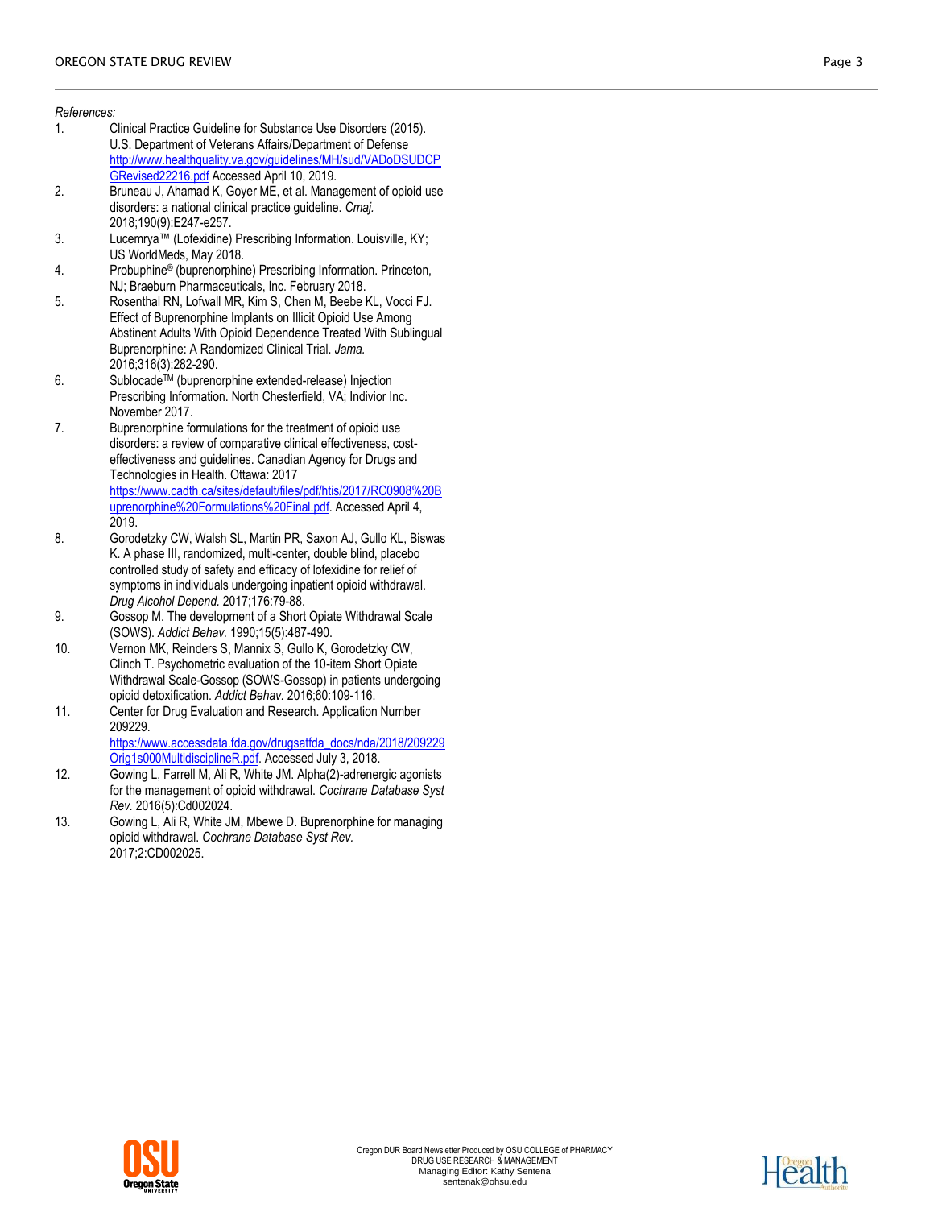*References:*

1. Clinical Practice Guideline for Substance Use Disorders (2015). U.S. Department of Veterans Affairs/Department of Defense http://www.healthquality.va.gov/guidelines/MH/sud/VADoDSUDCPGRevised22216.pdf Accessed April 10, 2019.
2. Bruneau J, Ahamad K, Goyer ME, et al. Management of opioid use disorders: a national clinical practice guideline. *Cmaj.* 2018;190(9):E247-e257.
3. Lucemrya™ (Lofexidine) Prescribing Information. Louisville, KY; US WorldMeds, May 2018.
4. Probuphine® (buprenorphine) Prescribing Information. Princeton, NJ; Braeburn Pharmaceuticals, Inc. February 2018.
5. Rosenthal RN, Lofwall MR, Kim S, Chen M, Beebe KL, Vocci FJ. Effect of Buprenorphine Implants on Illicit Opioid Use Among Abstinent Adults With Opioid Dependence Treated With Sublingual Buprenorphine: A Randomized Clinical Trial. *Jama.* 2016;316(3):282-290.
6. Sublocade™ (buprenorphine extended-release) Injection Prescribing Information. North Chesterfield, VA; Indivior Inc. November 2017.
7. Buprenorphine formulations for the treatment of opioid use disorders: a review of comparative clinical effectiveness, cost-effectiveness and guidelines. Canadian Agency for Drugs and Technologies in Health. Ottawa: 2017 https://www.cadth.ca/sites/default/files/pdf/htis/2017/RC0908%20Buprenorphine%20Formulations%20Final.pdf. Accessed April 4, 2019.
8. Gorodetzky CW, Walsh SL, Martin PR, Saxon AJ, Gullo KL, Biswas K. A phase III, randomized, multi-center, double blind, placebo controlled study of safety and efficacy of lofexidine for relief of symptoms in individuals undergoing inpatient opioid withdrawal. *Drug Alcohol Depend.* 2017;176:79-88.
9. Gossop M. The development of a Short Opiate Withdrawal Scale (SOWS). *Addict Behav.* 1990;15(5):487-490.
10. Vernon MK, Reinders S, Mannix S, Gullo K, Gorodetzky CW, Clinch T. Psychometric evaluation of the 10-item Short Opiate Withdrawal Scale-Gossop (SOWS-Gossop) in patients undergoing opioid detoxification. *Addict Behav.* 2016;60:109-116.
11. Center for Drug Evaluation and Research. Application Number 209229. https://www.accessdata.fda.gov/drugsatfda_docs/nda/2018/209229Orig1s000MultidisciplineR.pdf. Accessed July 3, 2018.
12. Gowing L, Farrell M, Ali R, White JM. Alpha(2)-adrenergic agonists for the management of opioid withdrawal. *Cochrane Database Syst Rev.* 2016(5):Cd002024.
13. Gowing L, Ali R, White JM, Mbewe D. Buprenorphine for managing opioid withdrawal. *Cochrane Database Syst Rev.* 2017;2:CD002025.

Oregon DUR Board Newsletter Produced by OSU COLLEGE of PHARMACY
DRUG USE RESEARCH & MANAGEMENT
Managing Editor: Kathy Sentena
sentenak@ohsu.edu